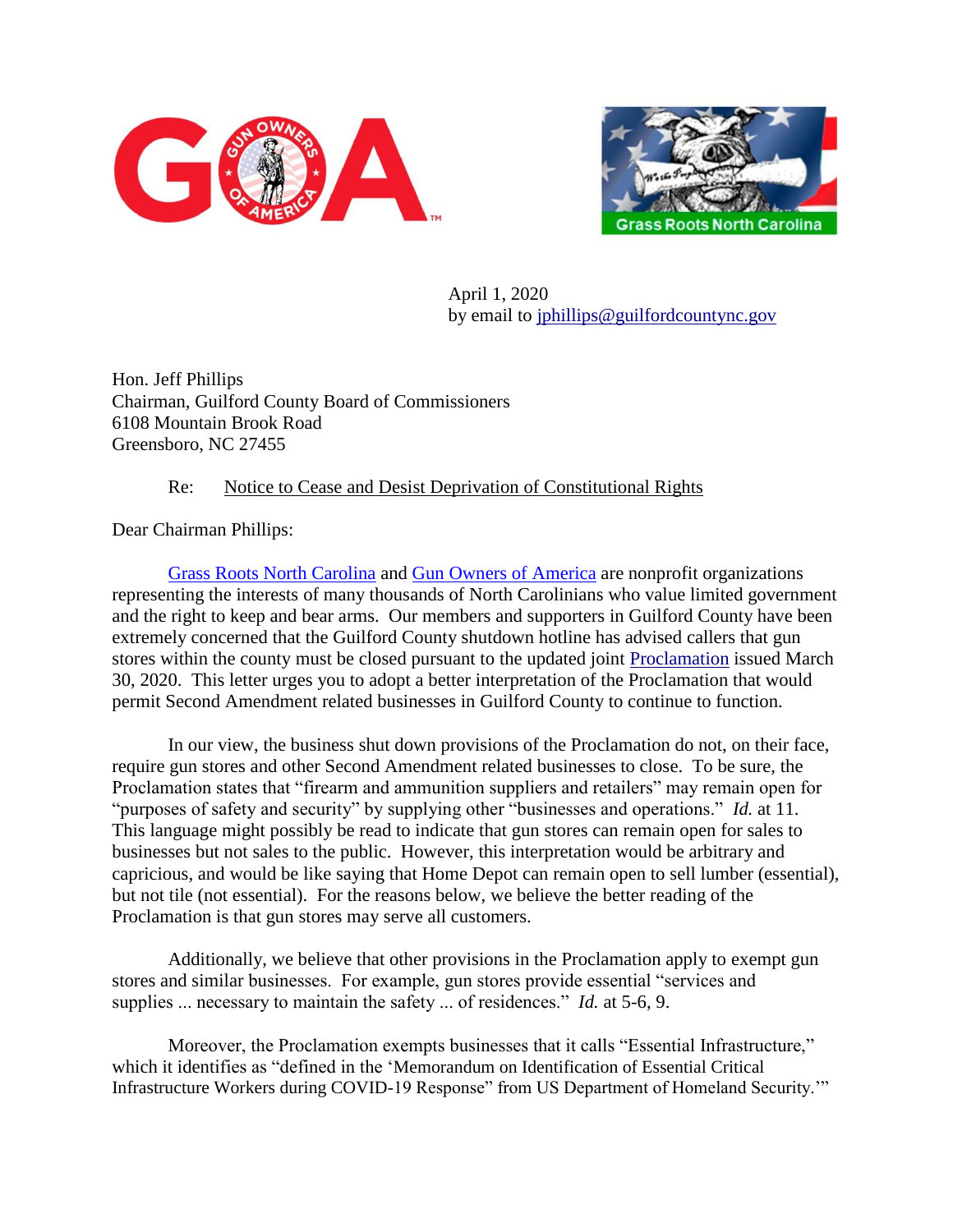April 1, 2020
by email to jphillips@guilfordcountync.gov

Hon. Jeff Phillips
Chairman, Guilford County Board of Commissioners
6108 Mountain Brook Road
Greensboro, NC 27455

Re: Notice to Cease and Desist Deprivation of Constitutional Rights

Dear Chairman Phillips:

Grass Roots North Carolina and Gun Owners of America are nonprofit organizations representing the interests of many thousands of North Carolinians who value limited government and the right to keep and bear arms. Our members and supporters in Guilford County have been extremely concerned that the Guilford County shutdown hotline has advised callers that gun stores within the county must be closed pursuant to the updated joint Proclamation issued March 30, 2020. This letter urges you to adopt a better interpretation of the Proclamation that would permit Second Amendment related businesses in Guilford County to continue to function.

In our view, the business shut down provisions of the Proclamation do not, on their face, require gun stores and other Second Amendment related businesses to close. To be sure, the Proclamation states that "firearm and ammunition suppliers and retailers" may remain open for "purposes of safety and security" by supplying other "businesses and operations." *Id.* at 11. This language might possibly be read to indicate that gun stores can remain open for sales to businesses but not sales to the public. However, this interpretation would be arbitrary and capricious, and would be like saying that Home Depot can remain open to sell lumber (essential), but not tile (not essential). For the reasons below, we believe the better reading of the Proclamation is that gun stores may serve all customers.

Additionally, we believe that other provisions in the Proclamation apply to exempt gun stores and similar businesses. For example, gun stores provide essential "services and supplies ... necessary to maintain the safety ... of residences." *Id.* at 5-6, 9.

Moreover, the Proclamation exempts businesses that it calls "Essential Infrastructure," which it identifies as "defined in the 'Memorandum on Identification of Essential Critical Infrastructure Workers during COVID-19 Response" from US Department of Homeland Security.'"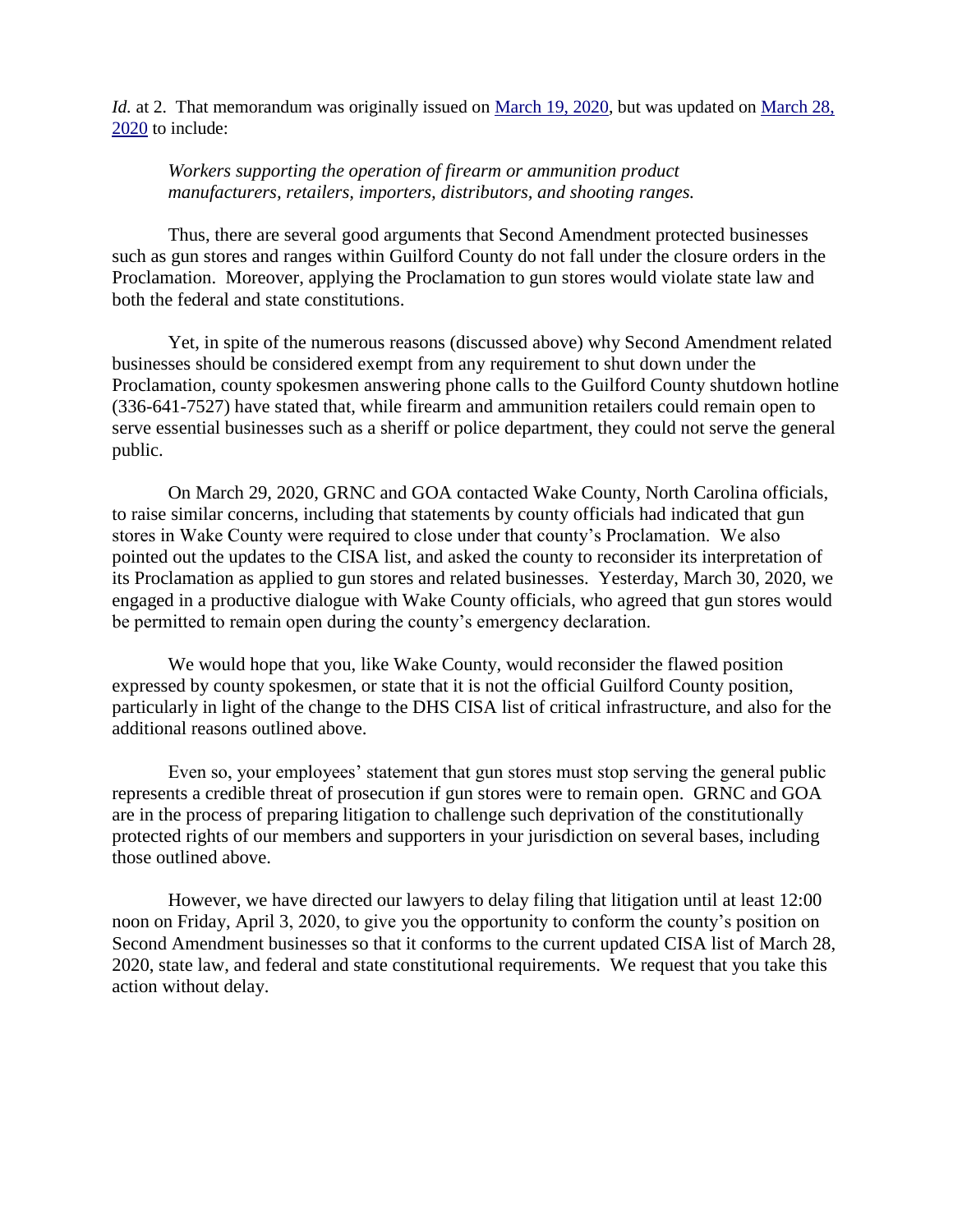*Id.* at 2. That memorandum was originally issued on March 19, 2020, but was updated on March 28, 2020 to include:

> *Workers supporting the operation of firearm or ammunition product manufacturers, retailers, importers, distributors, and shooting ranges.*

Thus, there are several good arguments that Second Amendment protected businesses such as gun stores and ranges within Guilford County do not fall under the closure orders in the Proclamation. Moreover, applying the Proclamation to gun stores would violate state law and both the federal and state constitutions.

Yet, in spite of the numerous reasons (discussed above) why Second Amendment related businesses should be considered exempt from any requirement to shut down under the Proclamation, county spokesmen answering phone calls to the Guilford County shutdown hotline (336-641-7527) have stated that, while firearm and ammunition retailers could remain open to serve essential businesses such as a sheriff or police department, they could not serve the general public.

On March 29, 2020, GRNC and GOA contacted Wake County, North Carolina officials, to raise similar concerns, including that statements by county officials had indicated that gun stores in Wake County were required to close under that county's Proclamation. We also pointed out the updates to the CISA list, and asked the county to reconsider its interpretation of its Proclamation as applied to gun stores and related businesses. Yesterday, March 30, 2020, we engaged in a productive dialogue with Wake County officials, who agreed that gun stores would be permitted to remain open during the county's emergency declaration.

We would hope that you, like Wake County, would reconsider the flawed position expressed by county spokesmen, or state that it is not the official Guilford County position, particularly in light of the change to the DHS CISA list of critical infrastructure, and also for the additional reasons outlined above.

Even so, your employees' statement that gun stores must stop serving the general public represents a credible threat of prosecution if gun stores were to remain open. GRNC and GOA are in the process of preparing litigation to challenge such deprivation of the constitutionally protected rights of our members and supporters in your jurisdiction on several bases, including those outlined above.

However, we have directed our lawyers to delay filing that litigation until at least 12:00 noon on Friday, April 3, 2020, to give you the opportunity to conform the county's position on Second Amendment businesses so that it conforms to the current updated CISA list of March 28, 2020, state law, and federal and state constitutional requirements. We request that you take this action without delay.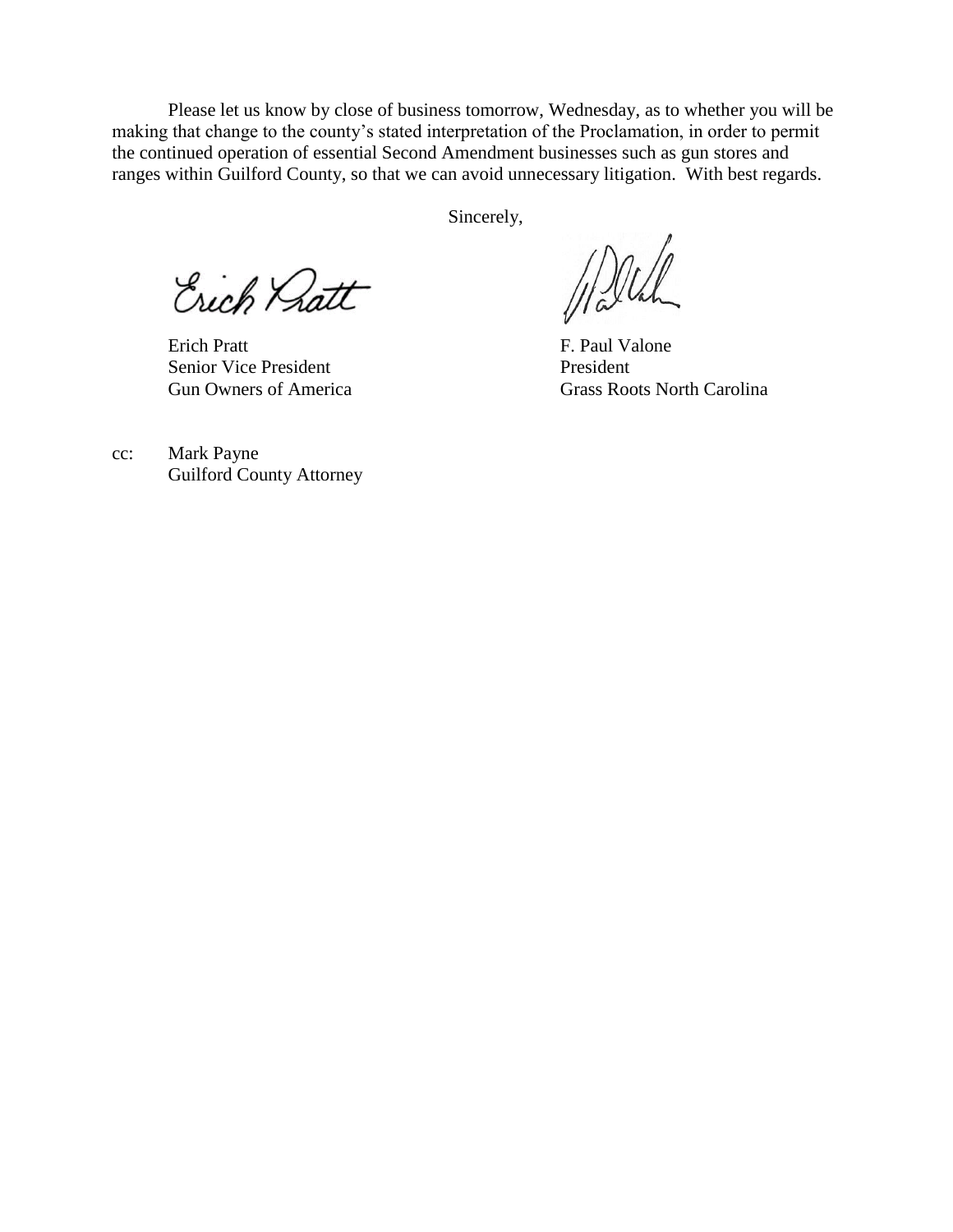Please let us know by close of business tomorrow, Wednesday, as to whether you will be making that change to the county's stated interpretation of the Proclamation, in order to permit the continued operation of essential Second Amendment businesses such as gun stores and ranges within Guilford County, so that we can avoid unnecessary litigation. With best regards.

Sincerely,

| | |
|---|---|
| Erich Pratt | F. Paul Valone |
| Senior Vice President | President |
| Gun Owners of America | Grass Roots North Carolina |

cc: Mark Payne
Guilford County Attorney